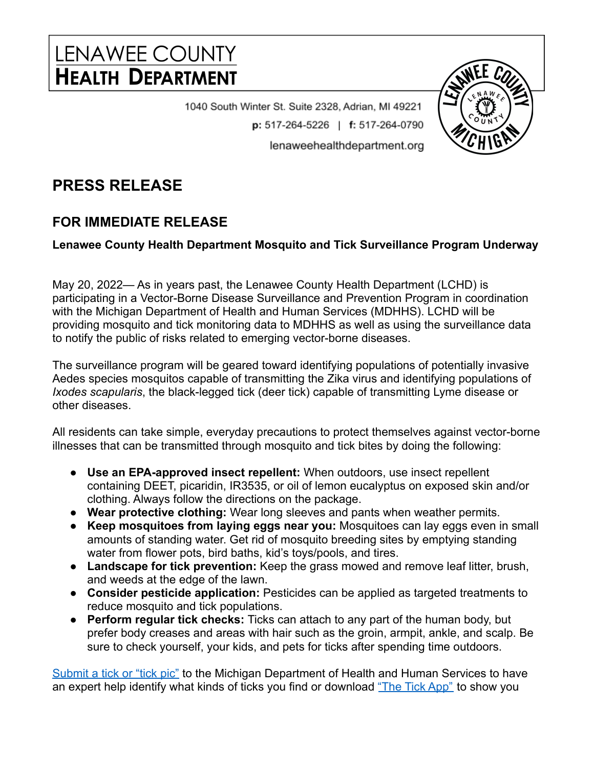# LENAWEE COUNTY
# HEALTH DEPARTMENT

1040 South Winter St. Suite 2328, Adrian, MI 49221

**p:** 517-264-5226 | **f:** 517-264-0790

lenaweehealthdepartment.org

## PRESS RELEASE

## FOR IMMEDIATE RELEASE

**Lenawee County Health Department Mosquito and Tick Surveillance Program Underway**

May 20, 2022— As in years past, the Lenawee County Health Department (LCHD) is participating in a Vector-Borne Disease Surveillance and Prevention Program in coordination with the Michigan Department of Health and Human Services (MDHHS). LCHD will be providing mosquito and tick monitoring data to MDHHS as well as using the surveillance data to notify the public of risks related to emerging vector-borne diseases.

The surveillance program will be geared toward identifying populations of potentially invasive Aedes species mosquitos capable of transmitting the Zika virus and identifying populations of *Ixodes scapularis*, the black-legged tick (deer tick) capable of transmitting Lyme disease or other diseases.

All residents can take simple, everyday precautions to protect themselves against vector-borne illnesses that can be transmitted through mosquito and tick bites by doing the following:

- **Use an EPA-approved insect repellent:** When outdoors, use insect repellent containing DEET, picaridin, IR3535, or oil of lemon eucalyptus on exposed skin and/or clothing. Always follow the directions on the package.
- **Wear protective clothing:** Wear long sleeves and pants when weather permits.
- **Keep mosquitoes from laying eggs near you:** Mosquitoes can lay eggs even in small amounts of standing water. Get rid of mosquito breeding sites by emptying standing water from flower pots, bird baths, kid's toys/pools, and tires.
- **Landscape for tick prevention:** Keep the grass mowed and remove leaf litter, brush, and weeds at the edge of the lawn.
- **Consider pesticide application:** Pesticides can be applied as targeted treatments to reduce mosquito and tick populations.
- **Perform regular tick checks:** Ticks can attach to any part of the human body, but prefer body creases and areas with hair such as the groin, armpit, ankle, and scalp. Be sure to check yourself, your kids, and pets for ticks after spending time outdoors.

Submit a tick or "tick pic" to the Michigan Department of Health and Human Services to have an expert help identify what kinds of ticks you find or download "The Tick App" to show you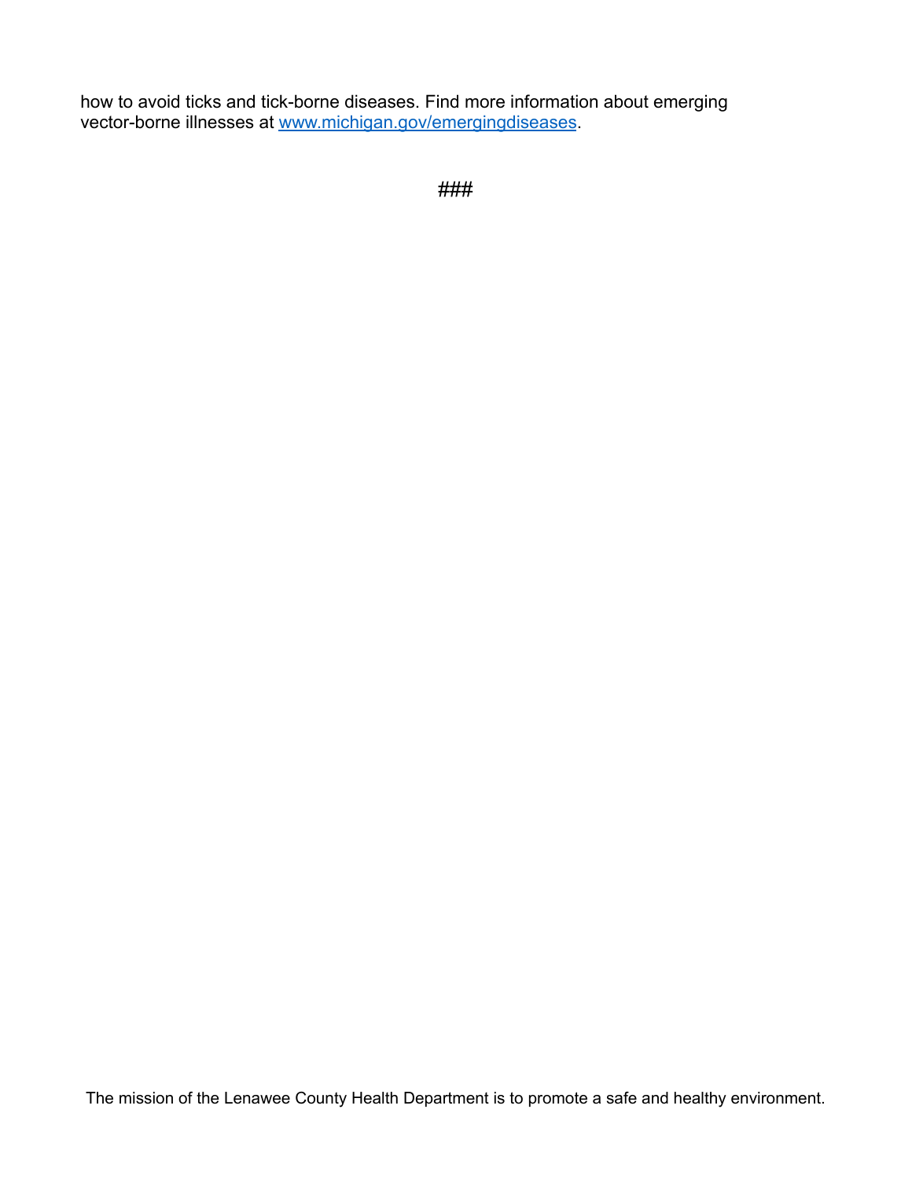how to avoid ticks and tick-borne diseases. Find more information about emerging vector-borne illnesses at [www.michigan.gov/emergingdiseases](http://www.michigan.gov/emergingdiseases).

###

The mission of the Lenawee County Health Department is to promote a safe and healthy environment.